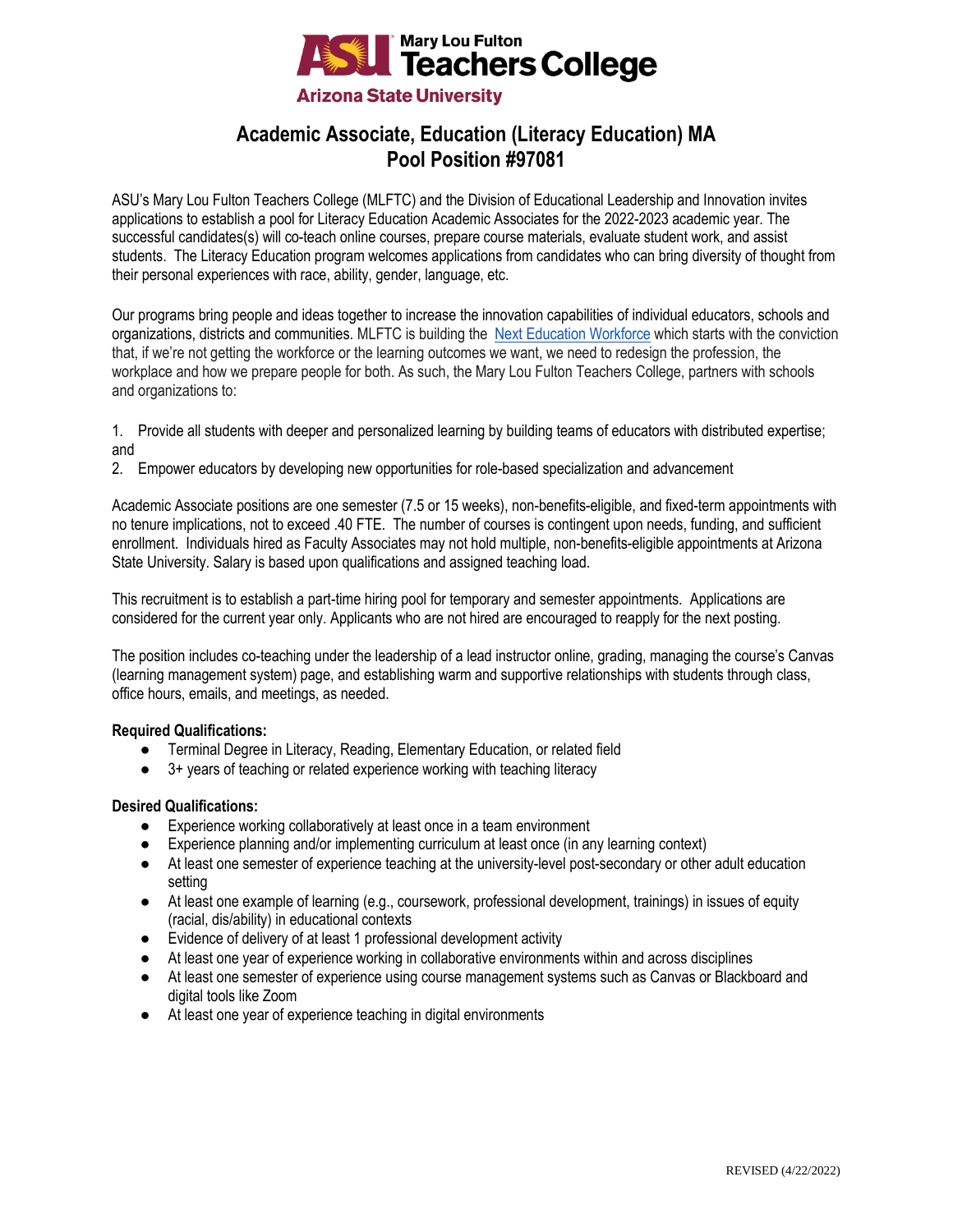Mary Lou Fulton Teachers College
Arizona State University

# Academic Associate, Education (Literacy Education) MA
# Pool Position #97081

ASU's Mary Lou Fulton Teachers College (MLFTC) and the Division of Educational Leadership and Innovation invites applications to establish a pool for Literacy Education Academic Associates for the 2022-2023 academic year. The successful candidates(s) will co-teach online courses, prepare course materials, evaluate student work, and assist students. The Literacy Education program welcomes applications from candidates who can bring diversity of thought from their personal experiences with race, ability, gender, language, etc.

Our programs bring people and ideas together to increase the innovation capabilities of individual educators, schools and organizations, districts and communities. MLFTC is building the Next Education Workforce which starts with the conviction that, if we're not getting the workforce or the learning outcomes we want, we need to redesign the profession, the workplace and how we prepare people for both. As such, the Mary Lou Fulton Teachers College, partners with schools and organizations to:

1. Provide all students with deeper and personalized learning by building teams of educators with distributed expertise; and
2. Empower educators by developing new opportunities for role-based specialization and advancement

Academic Associate positions are one semester (7.5 or 15 weeks), non-benefits-eligible, and fixed-term appointments with no tenure implications, not to exceed .40 FTE. The number of courses is contingent upon needs, funding, and sufficient enrollment. Individuals hired as Faculty Associates may not hold multiple, non-benefits-eligible appointments at Arizona State University. Salary is based upon qualifications and assigned teaching load.

This recruitment is to establish a part-time hiring pool for temporary and semester appointments. Applications are considered for the current year only. Applicants who are not hired are encouraged to reapply for the next posting.

The position includes co-teaching under the leadership of a lead instructor online, grading, managing the course's Canvas (learning management system) page, and establishing warm and supportive relationships with students through class, office hours, emails, and meetings, as needed.

**Required Qualifications:**

- Terminal Degree in Literacy, Reading, Elementary Education, or related field
- 3+ years of teaching or related experience working with teaching literacy

**Desired Qualifications:**

- Experience working collaboratively at least once in a team environment
- Experience planning and/or implementing curriculum at least once (in any learning context)
- At least one semester of experience teaching at the university-level post-secondary or other adult education setting
- At least one example of learning (e.g., coursework, professional development, trainings) in issues of equity (racial, dis/ability) in educational contexts
- Evidence of delivery of at least 1 professional development activity
- At least one year of experience working in collaborative environments within and across disciplines
- At least one semester of experience using course management systems such as Canvas or Blackboard and digital tools like Zoom
- At least one year of experience teaching in digital environments

REVISED (4/22/2022)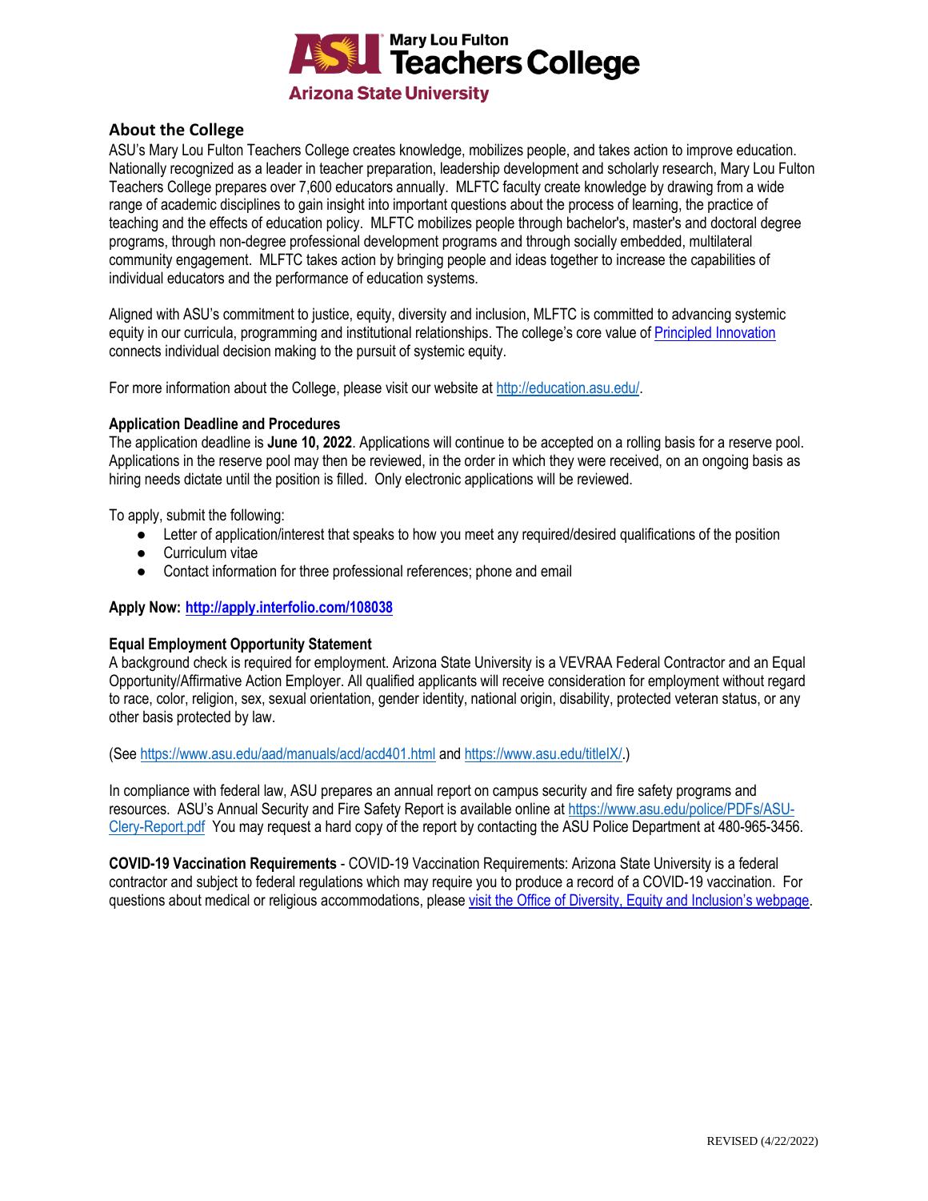Mary Lou Fulton Teachers College
Arizona State University

## About the College

ASU's Mary Lou Fulton Teachers College creates knowledge, mobilizes people, and takes action to improve education. Nationally recognized as a leader in teacher preparation, leadership development and scholarly research, Mary Lou Fulton Teachers College prepares over 7,600 educators annually. MLFTC faculty create knowledge by drawing from a wide range of academic disciplines to gain insight into important questions about the process of learning, the practice of teaching and the effects of education policy. MLFTC mobilizes people through bachelor's, master's and doctoral degree programs, through non-degree professional development programs and through socially embedded, multilateral community engagement. MLFTC takes action by bringing people and ideas together to increase the capabilities of individual educators and the performance of education systems.

Aligned with ASU's commitment to justice, equity, diversity and inclusion, MLFTC is committed to advancing systemic equity in our curricula, programming and institutional relationships. The college's core value of Principled Innovation connects individual decision making to the pursuit of systemic equity.

For more information about the College, please visit our website at http://education.asu.edu/.

**Application Deadline and Procedures**

The application deadline is **June 10, 2022**. Applications will continue to be accepted on a rolling basis for a reserve pool. Applications in the reserve pool may then be reviewed, in the order in which they were received, on an ongoing basis as hiring needs dictate until the position is filled. Only electronic applications will be reviewed.

To apply, submit the following:

- Letter of application/interest that speaks to how you meet any required/desired qualifications of the position
- Curriculum vitae
- Contact information for three professional references; phone and email

**Apply Now: http://apply.interfolio.com/108038**

**Equal Employment Opportunity Statement**

A background check is required for employment. Arizona State University is a VEVRAA Federal Contractor and an Equal Opportunity/Affirmative Action Employer. All qualified applicants will receive consideration for employment without regard to race, color, religion, sex, sexual orientation, gender identity, national origin, disability, protected veteran status, or any other basis protected by law.

(See https://www.asu.edu/aad/manuals/acd/acd401.html and https://www.asu.edu/titleIX/.)

In compliance with federal law, ASU prepares an annual report on campus security and fire safety programs and resources. ASU's Annual Security and Fire Safety Report is available online at https://www.asu.edu/police/PDFs/ASU-Clery-Report.pdf You may request a hard copy of the report by contacting the ASU Police Department at 480-965-3456.

**COVID-19 Vaccination Requirements** - COVID-19 Vaccination Requirements: Arizona State University is a federal contractor and subject to federal regulations which may require you to produce a record of a COVID-19 vaccination. For questions about medical or religious accommodations, please visit the Office of Diversity, Equity and Inclusion's webpage.

REVISED (4/22/2022)